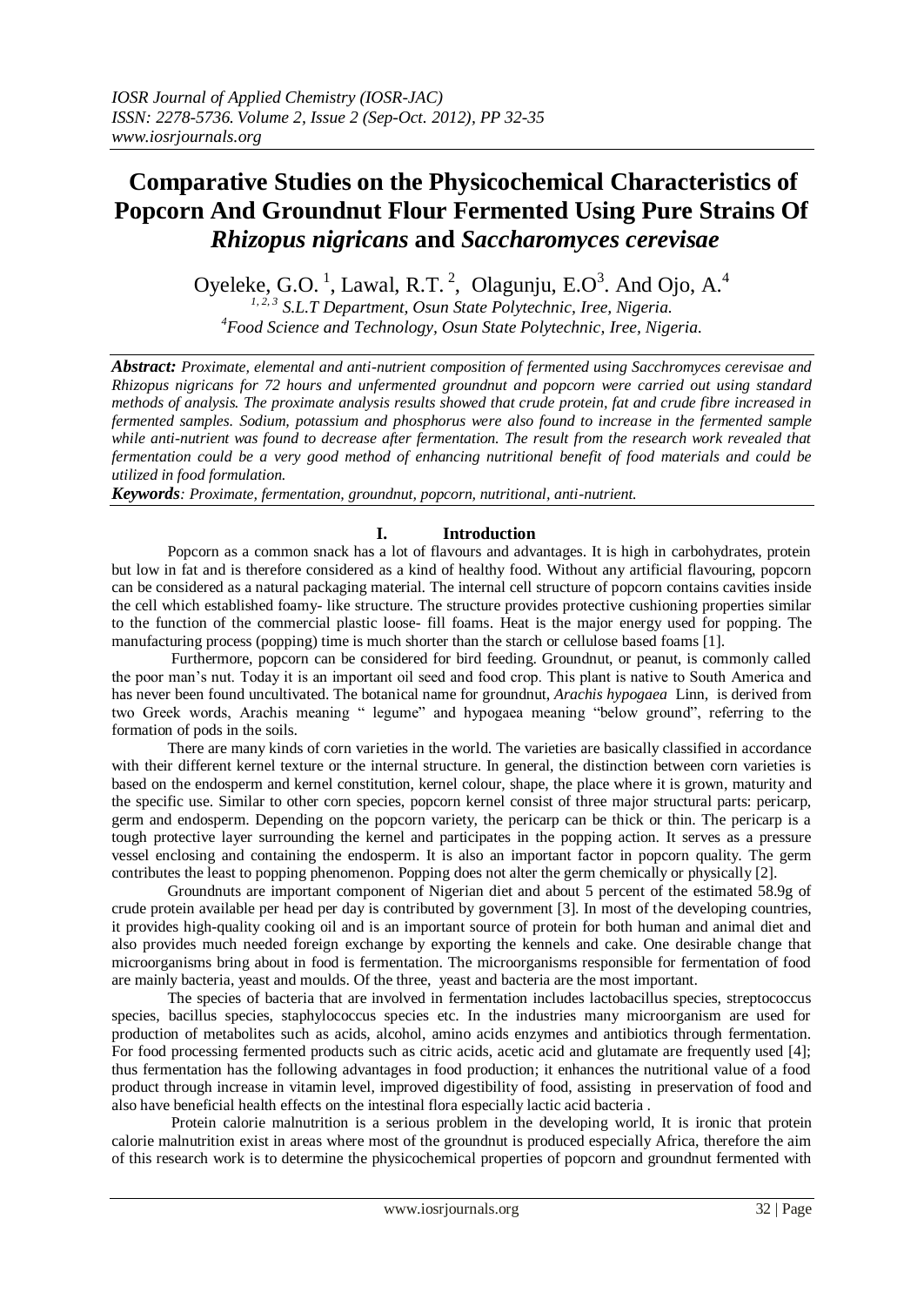# Comparative Studies on the Physicochemical Characteristics of Popcorn And Groundnut Flour Fermented Using Pure Strains Of *Rhizopus nigricans* and *Saccharomyces cerevisae*

Oyeleke, G.O. [1], Lawal, R.T. [2], Olagunju, E.O[3]. And Ojo, A.[4]

[1, 2, 3] S.L.T Department, Osun State Polytechnic, Iree, Nigeria.
[4]Food Science and Technology, Osun State Polytechnic, Iree, Nigeria.

***Abstract:*** *Proximate, elemental and anti-nutrient composition of fermented using Sacchromyces cerevisae and Rhizopus nigricans for 72 hours and unfermented groundnut and popcorn were carried out using standard methods of analysis. The proximate analysis results showed that crude protein, fat and crude fibre increased in fermented samples. Sodium, potassium and phosphorus were also found to increase in the fermented sample while anti-nutrient was found to decrease after fermentation. The result from the research work revealed that fermentation could be a very good method of enhancing nutritional benefit of food materials and could be utilized in food formulation.*

***Keywords****: Proximate, fermentation, groundnut, popcorn, nutritional, anti-nutrient.*

## I. Introduction

Popcorn as a common snack has a lot of flavours and advantages. It is high in carbohydrates, protein but low in fat and is therefore considered as a kind of healthy food. Without any artificial flavouring, popcorn can be considered as a natural packaging material. The internal cell structure of popcorn contains cavities inside the cell which established foamy- like structure. The structure provides protective cushioning properties similar to the function of the commercial plastic loose- fill foams. Heat is the major energy used for popping. The manufacturing process (popping) time is much shorter than the starch or cellulose based foams [1].

Furthermore, popcorn can be considered for bird feeding. Groundnut, or peanut, is commonly called the poor man's nut. Today it is an important oil seed and food crop. This plant is native to South America and has never been found uncultivated. The botanical name for groundnut, *Arachis hypogaea* Linn, is derived from two Greek words, Arachis meaning " legume" and hypogaea meaning "below ground", referring to the formation of pods in the soils.

There are many kinds of corn varieties in the world. The varieties are basically classified in accordance with their different kernel texture or the internal structure. In general, the distinction between corn varieties is based on the endosperm and kernel constitution, kernel colour, shape, the place where it is grown, maturity and the specific use. Similar to other corn species, popcorn kernel consist of three major structural parts: pericarp, germ and endosperm. Depending on the popcorn variety, the pericarp can be thick or thin. The pericarp is a tough protective layer surrounding the kernel and participates in the popping action. It serves as a pressure vessel enclosing and containing the endosperm. It is also an important factor in popcorn quality. The germ contributes the least to popping phenomenon. Popping does not alter the germ chemically or physically [2].

Groundnuts are important component of Nigerian diet and about 5 percent of the estimated 58.9g of crude protein available per head per day is contributed by government [3]. In most of the developing countries, it provides high-quality cooking oil and is an important source of protein for both human and animal diet and also provides much needed foreign exchange by exporting the kennels and cake. One desirable change that microorganisms bring about in food is fermentation. The microorganisms responsible for fermentation of food are mainly bacteria, yeast and moulds. Of the three, yeast and bacteria are the most important.

The species of bacteria that are involved in fermentation includes lactobacillus species, streptococcus species, bacillus species, staphylococcus species etc. In the industries many microorganism are used for production of metabolites such as acids, alcohol, amino acids enzymes and antibiotics through fermentation. For food processing fermented products such as citric acids, acetic acid and glutamate are frequently used [4]; thus fermentation has the following advantages in food production; it enhances the nutritional value of a food product through increase in vitamin level, improved digestibility of food, assisting in preservation of food and also have beneficial health effects on the intestinal flora especially lactic acid bacteria .

Protein calorie malnutrition is a serious problem in the developing world, It is ironic that protein calorie malnutrition exist in areas where most of the groundnut is produced especially Africa, therefore the aim of this research work is to determine the physicochemical properties of popcorn and groundnut fermented with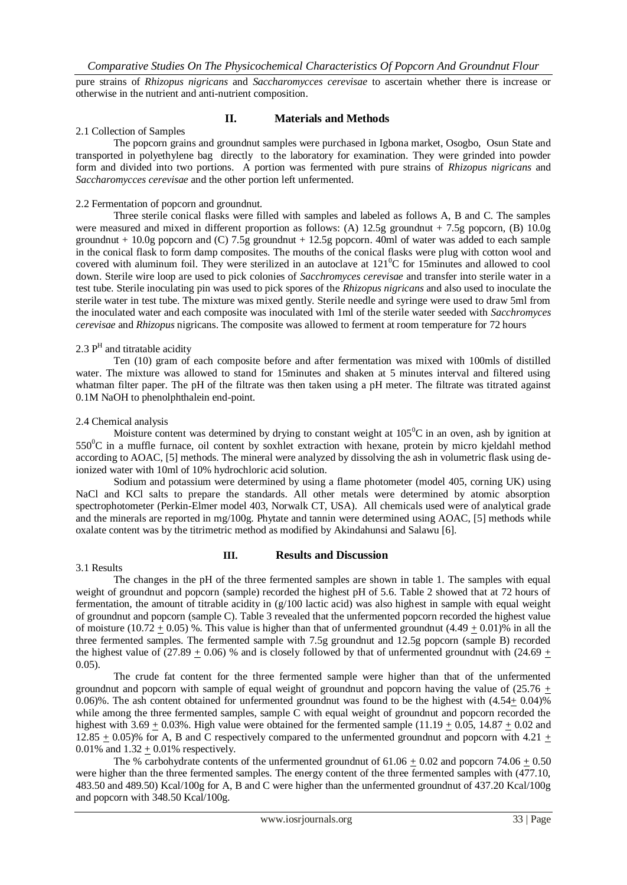pure strains of *Rhizopus nigricans* and *Saccharomycces cerevisae* to ascertain whether there is increase or otherwise in the nutrient and anti-nutrient composition.

## II. Materials and Methods

### 2.1 Collection of Samples

The popcorn grains and groundnut samples were purchased in Igbona market, Osogbo, Osun State and transported in polyethylene bag directly to the laboratory for examination. They were grinded into powder form and divided into two portions. A portion was fermented with pure strains of *Rhizopus nigricans* and *Saccharomycces cerevisae* and the other portion left unfermented.

### 2.2 Fermentation of popcorn and groundnut.

Three sterile conical flasks were filled with samples and labeled as follows A, B and C. The samples were measured and mixed in different proportion as follows: (A) 12.5g groundnut + 7.5g popcorn, (B) 10.0g groundnut + 10.0g popcorn and (C) 7.5g groundnut + 12.5g popcorn. 40ml of water was added to each sample in the conical flask to form damp composites. The mouths of the conical flasks were plug with cotton wool and covered with aluminum foil. They were sterilized in an autoclave at $121^0$C for 15minutes and allowed to cool down. Sterile wire loop are used to pick colonies of *Sacchromyces cerevisae* and transfer into sterile water in a test tube. Sterile inoculating pin was used to pick spores of the *Rhizopus nigricans* and also used to inoculate the sterile water in test tube. The mixture was mixed gently. Sterile needle and syringe were used to draw 5ml from the inoculated water and each composite was inoculated with 1ml of the sterile water seeded with *Sacchromyces cerevisae* and *Rhizopus* nigricans. The composite was allowed to ferment at room temperature for 72 hours

### 2.3 $P^H$ and titratable acidity

Ten (10) gram of each composite before and after fermentation was mixed with 100mls of distilled water. The mixture was allowed to stand for 15minutes and shaken at 5 minutes interval and filtered using whatman filter paper. The pH of the filtrate was then taken using a pH meter. The filtrate was titrated against 0.1M NaOH to phenolphthalein end-point.

### 2.4 Chemical analysis

Moisture content was determined by drying to constant weight at $105^0$C in an oven, ash by ignition at $550^0$C in a muffle furnace, oil content by soxhlet extraction with hexane, protein by micro kjeldahl method according to AOAC, [5] methods. The mineral were analyzed by dissolving the ash in volumetric flask using de-ionized water with 10ml of 10% hydrochloric acid solution.

Sodium and potassium were determined by using a flame photometer (model 405, corning UK) using NaCl and KCl salts to prepare the standards. All other metals were determined by atomic absorption spectrophotometer (Perkin-Elmer model 403, Norwalk CT, USA). All chemicals used were of analytical grade and the minerals are reported in mg/100g. Phytate and tannin were determined using AOAC, [5] methods while oxalate content was by the titrimetric method as modified by Akindahunsi and Salawu [6].

## III. Results and Discussion

### 3.1 Results

The changes in the pH of the three fermented samples are shown in table 1. The samples with equal weight of groundnut and popcorn (sample) recorded the highest pH of 5.6. Table 2 showed that at 72 hours of fermentation, the amount of titrable acidity in (g/100 lactic acid) was also highest in sample with equal weight of groundnut and popcorn (sample C). Table 3 revealed that the unfermented popcorn recorded the highest value of moisture (10.72 $\pm$ 0.05) %. This value is higher than that of unfermented groundnut (4.49 $\pm$ 0.01)% in all the three fermented samples. The fermented sample with 7.5g groundnut and 12.5g popcorn (sample B) recorded the highest value of (27.89 $\pm$ 0.06) % and is closely followed by that of unfermented groundnut with (24.69 $\pm$ 0.05).

The crude fat content for the three fermented sample were higher than that of the unfermented groundnut and popcorn with sample of equal weight of groundnut and popcorn having the value of (25.76 $\pm$ 0.06)%. The ash content obtained for unfermented groundnut was found to be the highest with (4.54$\pm$ 0.04)% while among the three fermented samples, sample C with equal weight of groundnut and popcorn recorded the highest with 3.69 $\pm$ 0.03%. High value were obtained for the fermented sample (11.19 $\pm$ 0.05, 14.87 $\pm$ 0.02 and 12.85 $\pm$ 0.05)% for A, B and C respectively compared to the unfermented groundnut and popcorn with 4.21 $\pm$ 0.01% and 1.32 $\pm$ 0.01% respectively.

The % carbohydrate contents of the unfermented groundnut of 61.06 $\pm$ 0.02 and popcorn 74.06 $\pm$ 0.50 were higher than the three fermented samples. The energy content of the three fermented samples with (477.10, 483.50 and 489.50) Kcal/100g for A, B and C were higher than the unfermented groundnut of 437.20 Kcal/100g and popcorn with 348.50 Kcal/100g.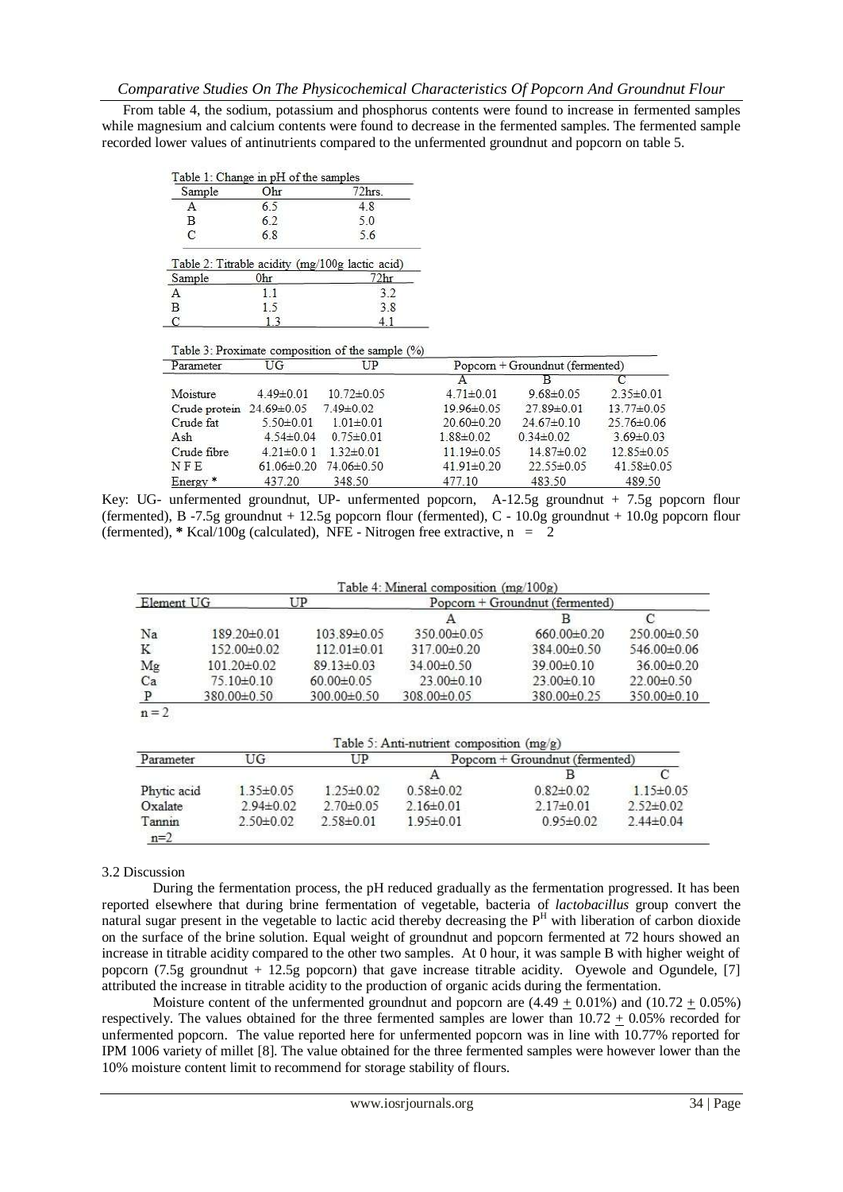From table 4, the sodium, potassium and phosphorus contents were found to increase in fermented samples while magnesium and calcium contents were found to decrease in the fermented samples. The fermented sample recorded lower values of antinutrients compared to the unfermented groundnut and popcorn on table 5.

Table 1: Change in pH of the samples

| Sample | Ohr | 72hrs. |
|---|---|---|
| A | 6.5 | 4.8 |
| B | 6.2 | 5.0 |
| C | 6.8 | 5.6 |

Table 2: Titrable acidity (mg/100g lactic acid)

| Sample | 0hr | 72hr |
|---|---|---|
| A | 1.1 | 3.2 |
| B | 1.5 | 3.8 |
| C | 1.3 | 4.1 |

Table 3: Proximate composition of the sample (%)

| Parameter | UG | UP | Popcorn + Groundnut (fermented) | | |
|---|---|---|---|---|---|
| | | | A | B | C |
| Moisture | 4.49±0.01 | 10.72±0.05 | 4.71±0.01 | 9.68±0.05 | 2.35±0.01 |
| Crude protein | 24.69±0.05 | 7.49±0.02 | 19.96±0.05 | 27.89±0.01 | 13.77±0.05 |
| Crude fat | 5.50±0.01 | 1.01±0.01 | 20.60±0.20 | 24.67±0.10 | 25.76±0.06 |
| Ash | 4.54±0.04 | 0.75±0.01 | 1.88±0.02 | 0.34±0.02 | 3.69±0.03 |
| Crude fibre | 4.21±0.0 1 | 1.32±0.01 | 11.19±0.05 | 14.87±0.02 | 12.85±0.05 |
| N F E | 61.06±0.20 | 74.06±0.50 | 41.91±0.20 | 22.55±0.05 | 41.58±0.05 |
| Energy * | 437.20 | 348.50 | 477.10 | 483.50 | 489.50 |

Key: UG- unfermented groundnut, UP- unfermented popcorn, A-12.5g groundnut + 7.5g popcorn flour (fermented), B -7.5g groundnut + 12.5g popcorn flour (fermented), C - 10.0g groundnut + 10.0g popcorn flour (fermented), **\*** Kcal/100g (calculated), NFE - Nitrogen free extractive, n = 2

Table 4: Mineral composition (mg/100g)

| Element | UG | UP | Popcorn + Groundnut (fermented) | | |
|---|---|---|---|---|---|
| | | | A | B | C |
| Na | 189.20±0.01 | 103.89±0.05 | 350.00±0.05 | 660.00±0.20 | 250.00±0.50 |
| K | 152.00±0.02 | 112.01±0.01 | 317.00±0.20 | 384.00±0.50 | 546.00±0.06 |
| Mg | 101.20±0.02 | 89.13±0.03 | 34.00±0.50 | 39.00±0.10 | 36.00±0.20 |
| Ca | 75.10±0.10 | 60.00±0.05 | 23.00±0.10 | 23.00±0.10 | 22.00±0.50 |
| P | 380.00±0.50 | 300.00±0.50 | 308.00±0.05 | 380.00±0.25 | 350.00±0.10 |

n = 2

Table 5: Anti-nutrient composition (mg/g)

| Parameter | UG | UP | Popcorn + Groundnut (fermented) | | |
|---|---|---|---|---|---|
| | | | A | B | C |
| Phytic acid | 1.35±0.05 | 1.25±0.02 | 0.58±0.02 | 0.82±0.02 | 1.15±0.05 |
| Oxalate | 2.94±0.02 | 2.70±0.05 | 2.16±0.01 | 2.17±0.01 | 2.52±0.02 |
| Tannin | 2.50±0.02 | 2.58±0.01 | 1.95±0.01 | 0.95±0.02 | 2.44±0.04 |

n=2

### 3.2 Discussion

During the fermentation process, the pH reduced gradually as the fermentation progressed. It has been reported elsewhere that during brine fermentation of vegetable, bacteria of *lactobacillus* group convert the natural sugar present in the vegetable to lactic acid thereby decreasing the P$^{H}$ with liberation of carbon dioxide on the surface of the brine solution. Equal weight of groundnut and popcorn fermented at 72 hours showed an increase in titrable acidity compared to the other two samples. At 0 hour, it was sample B with higher weight of popcorn (7.5g groundnut + 12.5g popcorn) that gave increase titrable acidity. Oyewole and Ogundele, [7] attributed the increase in titrable acidity to the production of organic acids during the fermentation.

Moisture content of the unfermented groundnut and popcorn are (4.49 $\pm$ 0.01%) and (10.72 $\pm$ 0.05%) respectively. The values obtained for the three fermented samples are lower than 10.72 $\pm$ 0.05% recorded for unfermented popcorn. The value reported here for unfermented popcorn was in line with 10.77% reported for IPM 1006 variety of millet [8]. The value obtained for the three fermented samples were however lower than the 10% moisture content limit to recommend for storage stability of flours.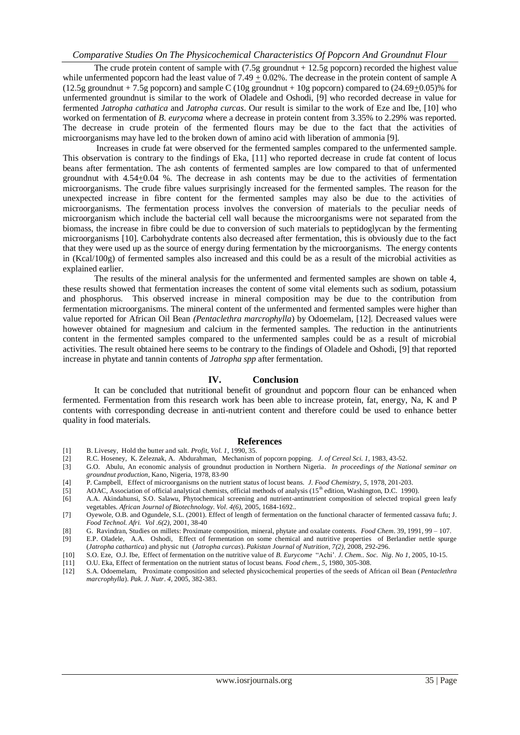The crude protein content of sample with (7.5g groundnut + 12.5g popcorn) recorded the highest value while unfermented popcorn had the least value of 7.49 $\pm$ 0.02%. The decrease in the protein content of sample A (12.5g groundnut + 7.5g popcorn) and sample C (10g groundnut + 10g popcorn) compared to (24.69$\pm$0.05)% for unfermented groundnut is similar to the work of Oladele and Oshodi, [9] who recorded decrease in value for fermented *Jatropha cathatica* and *Jatropha curcas*. Our result is similar to the work of Eze and Ibe, [10] who worked on fermentation of *B. eurycoma* where a decrease in protein content from 3.35% to 2.29% was reported. The decrease in crude protein of the fermented flours may be due to the fact that the activities of microorganisms may have led to the broken down of amino acid with liberation of ammonia [9].

Increases in crude fat were observed for the fermented samples compared to the unfermented sample. This observation is contrary to the findings of Eka, [11] who reported decrease in crude fat content of locus beans after fermentation. The ash contents of fermented samples are low compared to that of unfermented groundnut with 4.54$\pm$0.04 %. The decrease in ash contents may be due to the activities of fermentation microorganisms. The crude fibre values surprisingly increased for the fermented samples. The reason for the unexpected increase in fibre content for the fermented samples may also be due to the activities of microorganisms. The fermentation process involves the conversion of materials to the peculiar needs of microorganism which include the bacterial cell wall because the microorganisms were not separated from the biomass, the increase in fibre could be due to conversion of such materials to peptidoglycan by the fermenting microorganisms [10]. Carbohydrate contents also decreased after fermentation, this is obviously due to the fact that they were used up as the source of energy during fermentation by the microorganisms. The energy contents in (Kcal/100g) of fermented samples also increased and this could be as a result of the microbial activities as explained earlier.

The results of the mineral analysis for the unfermented and fermented samples are shown on table 4, these results showed that fermentation increases the content of some vital elements such as sodium, potassium and phosphorus. This observed increase in mineral composition may be due to the contribution from fermentation microorganisms. The mineral content of the unfermented and fermented samples were higher than value reported for African Oil Bean *(Pentaclethra marcrophylla*) by Odoemelam, [12]. Decreased values were however obtained for magnesium and calcium in the fermented samples. The reduction in the antinutrients content in the fermented samples compared to the unfermented samples could be as a result of microbial activities. The result obtained here seems to be contrary to the findings of Oladele and Oshodi, [9] that reported increase in phytate and tannin contents of *Jatropha spp* after fermentation.

## IV. Conclusion

It can be concluded that nutritional benefit of groundnut and popcorn flour can be enhanced when fermented. Fermentation from this research work has been able to increase protein, fat, energy, Na, K and P contents with corresponding decrease in anti-nutrient content and therefore could be used to enhance better quality in food materials.

## References

[1] B. Livesey, Hold the butter and salt. *Profit, Vol. 1*, 1990, 35.

[2] R.C. Hoseney, K. Zeleznak, A. Abdurahman, Mechanism of popcorn popping. *J. of Cereal Sci. 1*, 1983, 43-52.

[3] G.O. Abulu, An economic analysis of groundnut production in Northern Nigeria. *In proceedings of the National seminar on groundnut production*, Kano, Nigeria, 1978, 83-90

[4] P. Campbell, Effect of microorganisms on the nutrient status of locust beans. *J. Food Chemistry, 5*, 1978, 201-203.

[5] AOAC, Association of official analytical chemists, official methods of analysis (15th edition, Washington, D.C. 1990).

[6] A.A. Akindahunsi, S.O. Salawu, Phytochemical screening and nutrient-antinutrient composition of selected tropical green leafy vegetables. *African Journal of Biotechnology. Vol. 4(6)*, 2005, 1684-1692..

[7] Oyewole, O.B. and Ogundele, S.L. (2001). Effect of length of fermentation on the functional character of fermented cassava fufu; J. *Food Technol. Afri. Vol .6(2)*, 2001, 38-40

[8] G. Ravindran, Studies on millets: Proximate composition, mineral, phytate and oxalate contents. *Food Chem*. 39, 1991, 99 – 107.

[9] E.P. Oladele, A.A. Oshodi, Effect of fermentation on some chemical and nutritive properties of Berlandier nettle spurge (*Jatropha cathartica*) and physic nut (*Jatropha curcas*). *Pakistan Journal of Nutrition, 7(2)*, 2008, 292-296.

[10] S.O. Eze, O.J. Ibe, Effect of fermentation on the nutritive value of *B. Eurycome* "Achi'. *J. Chem.. Soc. Nig. No 1*, 2005, 10-15.

[11] O.U. Eka, Effect of fermentation on the nutrient status of locust beans. *Food chem., 5*, 1980, 305-308.

[12] S.A. Odoemelam, Proximate composition and selected physicochemical properties of the seeds of African oil Bean (*Pentaclethra marcrophylla*). *Pak. J. Nutr*. *4*, 2005, 382-383.